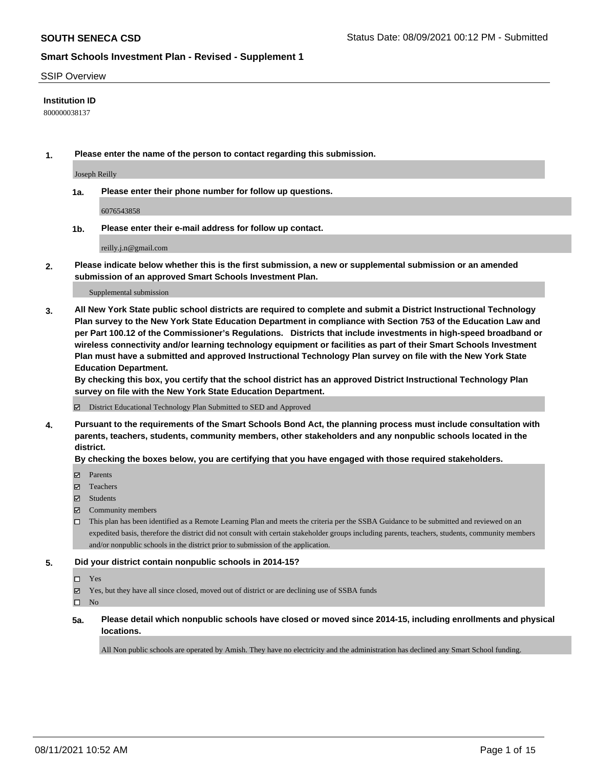SSIP Overview

**Institution ID**

800000038137

**1. Please enter the name of the person to contact regarding this submission.**

Joseph Reilly

**1a. Please enter their phone number for follow up questions.**

6076543858

**1b. Please enter their e-mail address for follow up contact.**

reilly.j.n@gmail.com

**2. Please indicate below whether this is the first submission, a new or supplemental submission or an amended submission of an approved Smart Schools Investment Plan.**

Supplemental submission

**3. All New York State public school districts are required to complete and submit a District Instructional Technology Plan survey to the New York State Education Department in compliance with Section 753 of the Education Law and per Part 100.12 of the Commissioner's Regulations. Districts that include investments in high-speed broadband or wireless connectivity and/or learning technology equipment or facilities as part of their Smart Schools Investment Plan must have a submitted and approved Instructional Technology Plan survey on file with the New York State Education Department.**

**By checking this box, you certify that the school district has an approved District Instructional Technology Plan survey on file with the New York State Education Department.**

☑ District Educational Technology Plan Submitted to SED and Approved

**4. Pursuant to the requirements of the Smart Schools Bond Act, the planning process must include consultation with parents, teachers, students, community members, other stakeholders and any nonpublic schools located in the district.**

**By checking the boxes below, you are certifying that you have engaged with those required stakeholders.**

☑ Parents

☑ Teachers

☑ Students

☑ Community members

☐ This plan has been identified as a Remote Learning Plan and meets the criteria per the SSBA Guidance to be submitted and reviewed on an expedited basis, therefore the district did not consult with certain stakeholder groups including parents, teachers, students, community members and/or nonpublic schools in the district prior to submission of the application.

**5. Did your district contain nonpublic schools in 2014-15?**

☐ Yes

☑ Yes, but they have all since closed, moved out of district or are declining use of SSBA funds

☐ No

**5a. Please detail which nonpublic schools have closed or moved since 2014-15, including enrollments and physical locations.**

All Non public schools are operated by Amish. They have no electricity and the administration has declined any Smart School funding.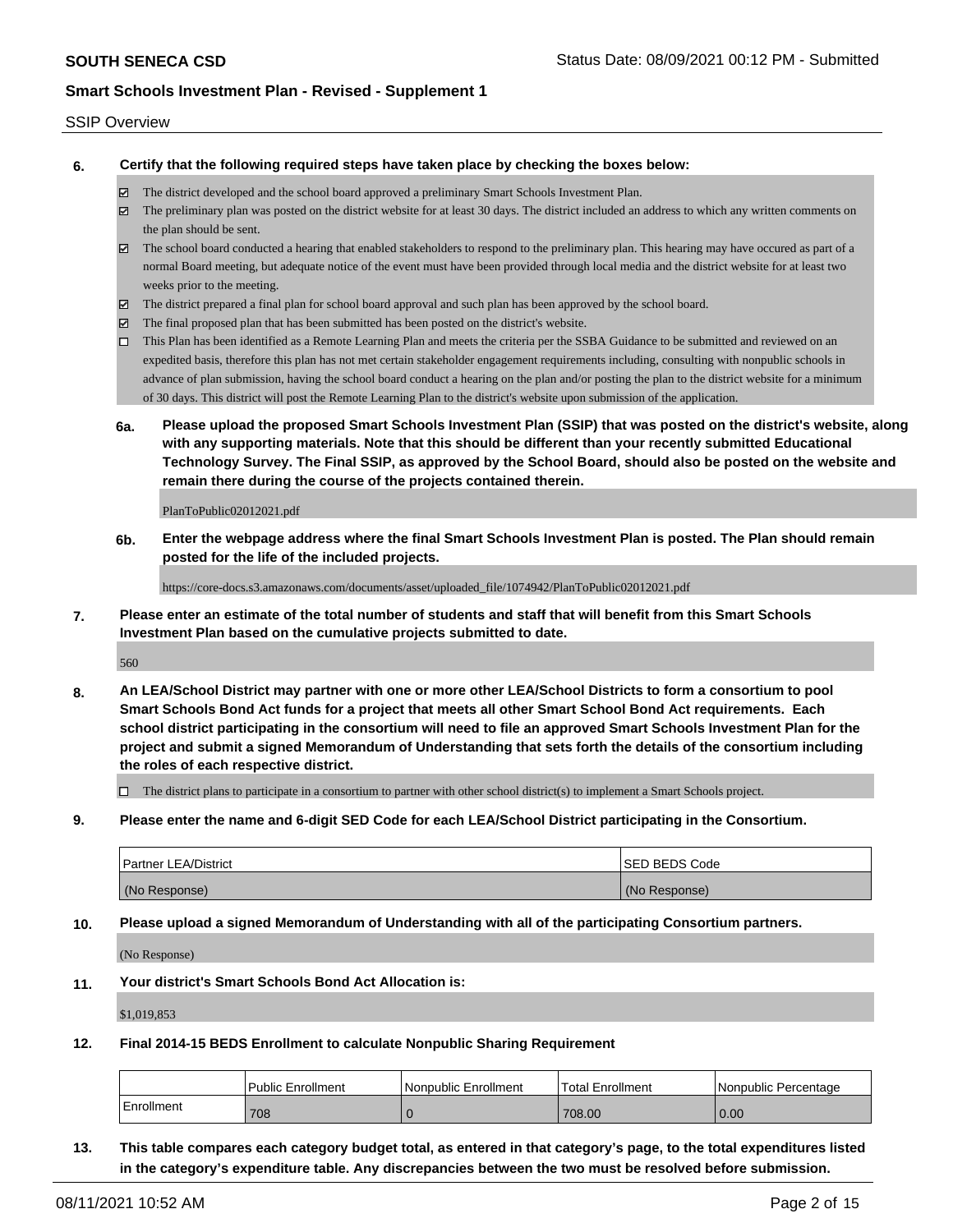SSIP Overview

**6. Certify that the following required steps have taken place by checking the boxes below:**

- ☑ The district developed and the school board approved a preliminary Smart Schools Investment Plan.
- ☑ The preliminary plan was posted on the district website for at least 30 days. The district included an address to which any written comments on the plan should be sent.
- ☑ The school board conducted a hearing that enabled stakeholders to respond to the preliminary plan. This hearing may have occured as part of a normal Board meeting, but adequate notice of the event must have been provided through local media and the district website for at least two weeks prior to the meeting.
- ☑ The district prepared a final plan for school board approval and such plan has been approved by the school board.
- ☑ The final proposed plan that has been submitted has been posted on the district's website.
- ☐ This Plan has been identified as a Remote Learning Plan and meets the criteria per the SSBA Guidance to be submitted and reviewed on an expedited basis, therefore this plan has not met certain stakeholder engagement requirements including, consulting with nonpublic schools in advance of plan submission, having the school board conduct a hearing on the plan and/or posting the plan to the district website for a minimum of 30 days. This district will post the Remote Learning Plan to the district's website upon submission of the application.

**6a. Please upload the proposed Smart Schools Investment Plan (SSIP) that was posted on the district's website, along with any supporting materials. Note that this should be different than your recently submitted Educational Technology Survey. The Final SSIP, as approved by the School Board, should also be posted on the website and remain there during the course of the projects contained therein.**

PlanToPublic02012021.pdf

**6b. Enter the webpage address where the final Smart Schools Investment Plan is posted. The Plan should remain posted for the life of the included projects.**

https://core-docs.s3.amazonaws.com/documents/asset/uploaded_file/1074942/PlanToPublic02012021.pdf

**7. Please enter an estimate of the total number of students and staff that will benefit from this Smart Schools Investment Plan based on the cumulative projects submitted to date.**

560

**8. An LEA/School District may partner with one or more other LEA/School Districts to form a consortium to pool Smart Schools Bond Act funds for a project that meets all other Smart School Bond Act requirements. Each school district participating in the consortium will need to file an approved Smart Schools Investment Plan for the project and submit a signed Memorandum of Understanding that sets forth the details of the consortium including the roles of each respective district.**

- ☐ The district plans to participate in a consortium to partner with other school district(s) to implement a Smart Schools project.

**9. Please enter the name and 6-digit SED Code for each LEA/School District participating in the Consortium.**

| Partner LEA/District | SED BEDS Code |
|---|---|
| (No Response) | (No Response) |

**10. Please upload a signed Memorandum of Understanding with all of the participating Consortium partners.**

(No Response)

**11. Your district's Smart Schools Bond Act Allocation is:**

$1,019,853

**12. Final 2014-15 BEDS Enrollment to calculate Nonpublic Sharing Requirement**

| | Public Enrollment | Nonpublic Enrollment | Total Enrollment | Nonpublic Percentage |
|---|---|---|---|---|
| Enrollment | 708 | 0 | 708.00 | 0.00 |

**13. This table compares each category budget total, as entered in that category's page, to the total expenditures listed in the category's expenditure table. Any discrepancies between the two must be resolved before submission.**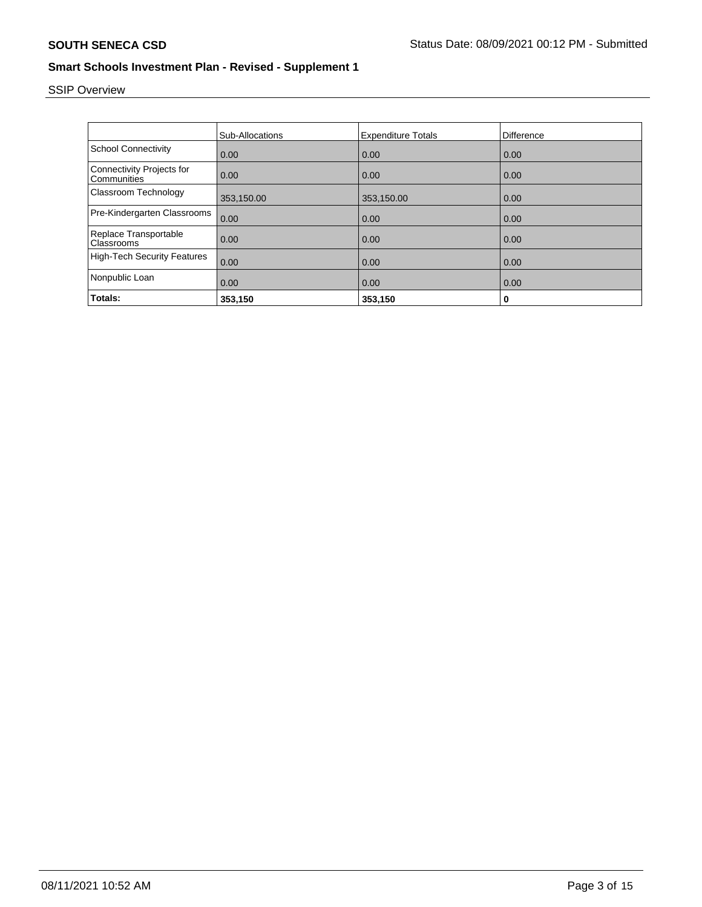# SOUTH SENECA CSD

Status Date: 08/09/2021 00:12 PM - Submitted

## Smart Schools Investment Plan - Revised - Supplement 1

SSIP Overview

| | Sub-Allocations | Expenditure Totals | Difference |
|---|---|---|---|
| School Connectivity | 0.00 | 0.00 | 0.00 |
| Connectivity Projects for Communities | 0.00 | 0.00 | 0.00 |
| Classroom Technology | 353,150.00 | 353,150.00 | 0.00 |
| Pre-Kindergarten Classrooms | 0.00 | 0.00 | 0.00 |
| Replace Transportable Classrooms | 0.00 | 0.00 | 0.00 |
| High-Tech Security Features | 0.00 | 0.00 | 0.00 |
| Nonpublic Loan | 0.00 | 0.00 | 0.00 |
| **Totals:** | **353,150** | **353,150** | **0** |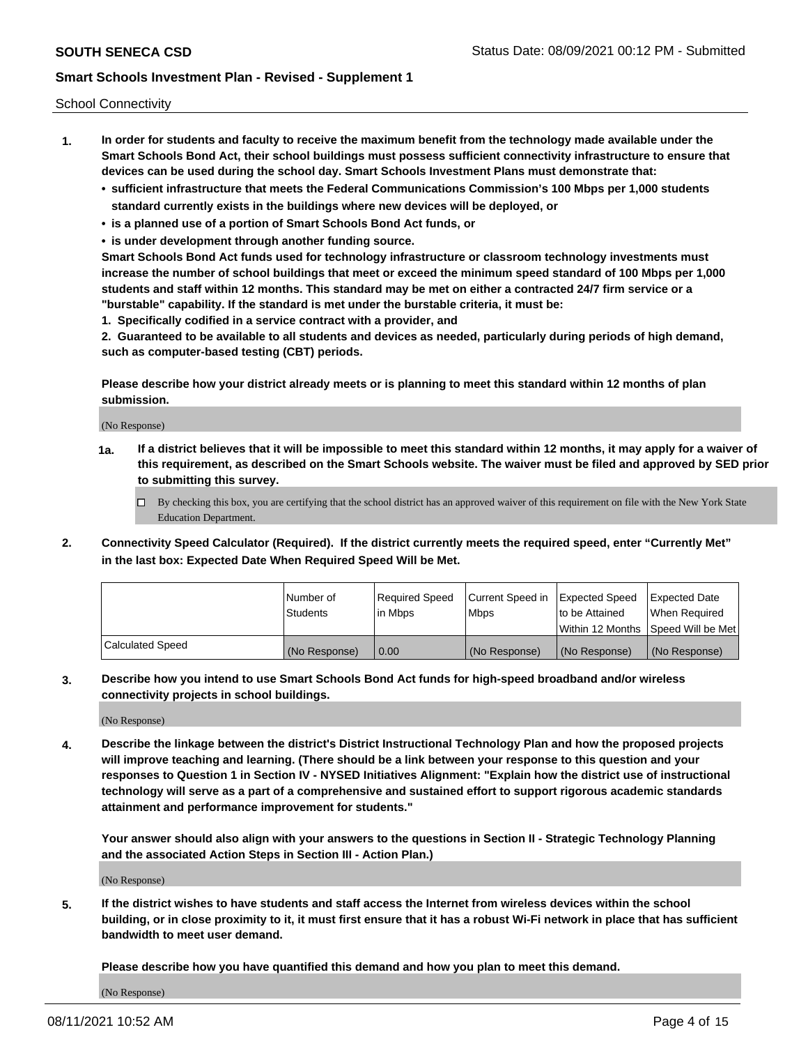School Connectivity

1. **In order for students and faculty to receive the maximum benefit from the technology made available under the Smart Schools Bond Act, their school buildings must possess sufficient connectivity infrastructure to ensure that devices can be used during the school day. Smart Schools Investment Plans must demonstrate that:**
   - **sufficient infrastructure that meets the Federal Communications Commission's 100 Mbps per 1,000 students standard currently exists in the buildings where new devices will be deployed, or**
   - **is a planned use of a portion of Smart Schools Bond Act funds, or**
   - **is under development through another funding source.**

   **Smart Schools Bond Act funds used for technology infrastructure or classroom technology investments must increase the number of school buildings that meet or exceed the minimum speed standard of 100 Mbps per 1,000 students and staff within 12 months. This standard may be met on either a contracted 24/7 firm service or a "burstable" capability. If the standard is met under the burstable criteria, it must be:**

   **1. Specifically codified in a service contract with a provider, and**

   **2. Guaranteed to be available to all students and devices as needed, particularly during periods of high demand, such as computer-based testing (CBT) periods.**

   **Please describe how your district already meets or is planning to meet this standard within 12 months of plan submission.**

   (No Response)

   **1a. If a district believes that it will be impossible to meet this standard within 12 months, it may apply for a waiver of this requirement, as described on the Smart Schools website. The waiver must be filed and approved by SED prior to submitting this survey.**

   ☐ By checking this box, you are certifying that the school district has an approved waiver of this requirement on file with the New York State Education Department.

2. **Connectivity Speed Calculator (Required). If the district currently meets the required speed, enter "Currently Met" in the last box: Expected Date When Required Speed Will be Met.**

|  | Number of Students | Required Speed in Mbps | Current Speed in Mbps | Expected Speed to be Attained Within 12 Months | Expected Date When Required Speed Will be Met |
|---|---|---|---|---|---|
| Calculated Speed | (No Response) | 0.00 | (No Response) | (No Response) | (No Response) |

3. **Describe how you intend to use Smart Schools Bond Act funds for high-speed broadband and/or wireless connectivity projects in school buildings.**

   (No Response)

4. **Describe the linkage between the district's District Instructional Technology Plan and how the proposed projects will improve teaching and learning. (There should be a link between your response to this question and your responses to Question 1 in Section IV - NYSED Initiatives Alignment: "Explain how the district use of instructional technology will serve as a part of a comprehensive and sustained effort to support rigorous academic standards attainment and performance improvement for students."**

   **Your answer should also align with your answers to the questions in Section II - Strategic Technology Planning and the associated Action Steps in Section III - Action Plan.)**

   (No Response)

5. **If the district wishes to have students and staff access the Internet from wireless devices within the school building, or in close proximity to it, it must first ensure that it has a robust Wi-Fi network in place that has sufficient bandwidth to meet user demand.**

   **Please describe how you have quantified this demand and how you plan to meet this demand.**

   (No Response)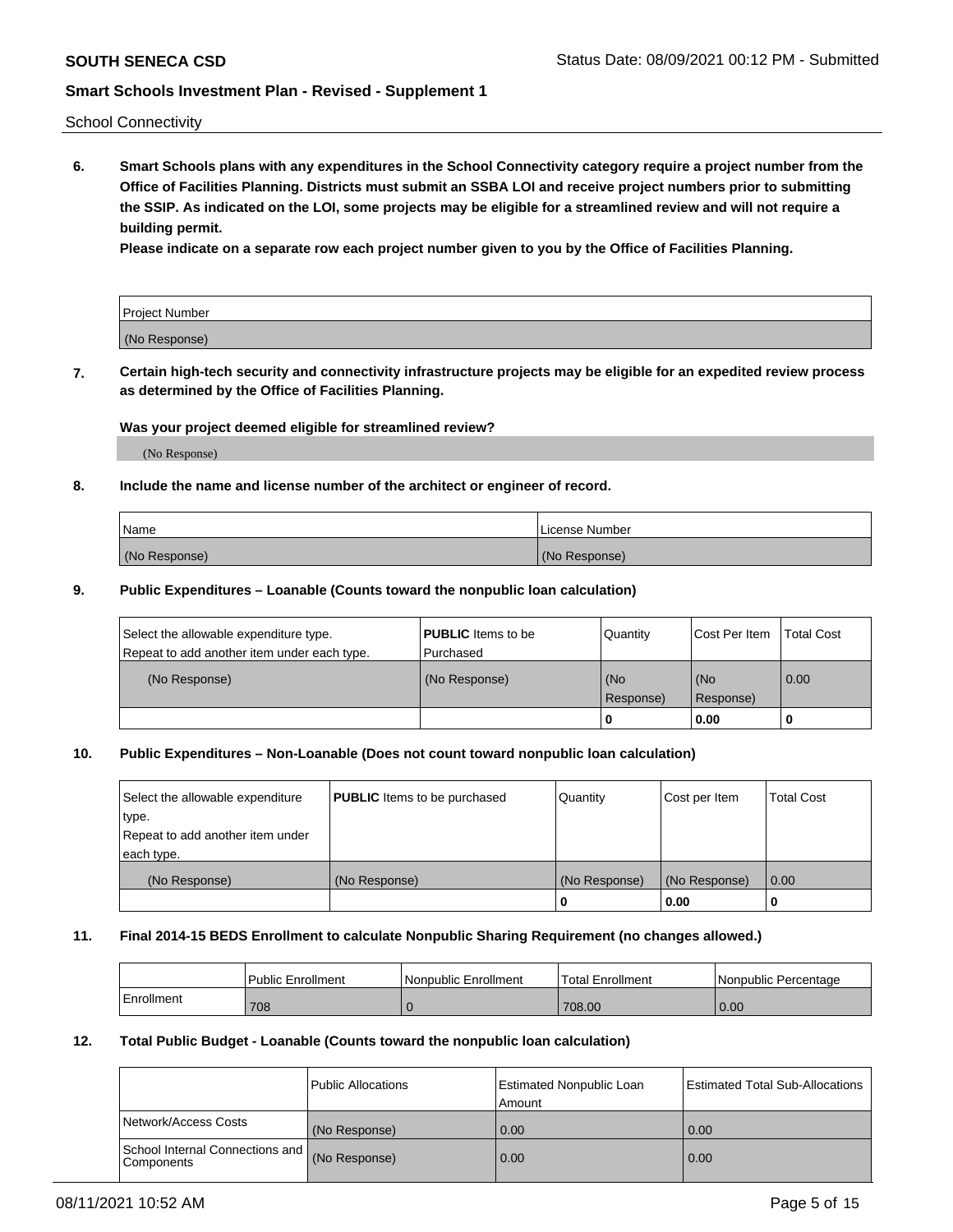School Connectivity

**6. Smart Schools plans with any expenditures in the School Connectivity category require a project number from the Office of Facilities Planning. Districts must submit an SSBA LOI and receive project numbers prior to submitting the SSIP. As indicated on the LOI, some projects may be eligible for a streamlined review and will not require a building permit.**

**Please indicate on a separate row each project number given to you by the Office of Facilities Planning.**

| Project Number |
| --- |
| (No Response) |

**7. Certain high-tech security and connectivity infrastructure projects may be eligible for an expedited review process as determined by the Office of Facilities Planning.**

**Was your project deemed eligible for streamlined review?**

(No Response)

**8. Include the name and license number of the architect or engineer of record.**

| Name | License Number |
| --- | --- |
| (No Response) | (No Response) |

**9. Public Expenditures – Loanable (Counts toward the nonpublic loan calculation)**

| Select the allowable expenditure type. Repeat to add another item under each type. | **PUBLIC** Items to be Purchased | Quantity | Cost Per Item | Total Cost |
| --- | --- | --- | --- | --- |
| (No Response) | (No Response) | (No Response) | (No Response) | 0.00 |
| | | 0 | 0.00 | 0 |

**10. Public Expenditures – Non-Loanable (Does not count toward nonpublic loan calculation)**

| Select the allowable expenditure type. Repeat to add another item under each type. | **PUBLIC** Items to be purchased | Quantity | Cost per Item | Total Cost |
| --- | --- | --- | --- | --- |
| (No Response) | (No Response) | (No Response) | (No Response) | 0.00 |
| | | 0 | 0.00 | 0 |

**11. Final 2014-15 BEDS Enrollment to calculate Nonpublic Sharing Requirement (no changes allowed.)**

| | Public Enrollment | Nonpublic Enrollment | Total Enrollment | Nonpublic Percentage |
| --- | --- | --- | --- | --- |
| Enrollment | 708 | 0 | 708.00 | 0.00 |

**12. Total Public Budget - Loanable (Counts toward the nonpublic loan calculation)**

| | Public Allocations | Estimated Nonpublic Loan Amount | Estimated Total Sub-Allocations |
| --- | --- | --- | --- |
| Network/Access Costs | (No Response) | 0.00 | 0.00 |
| School Internal Connections and Components | (No Response) | 0.00 | 0.00 |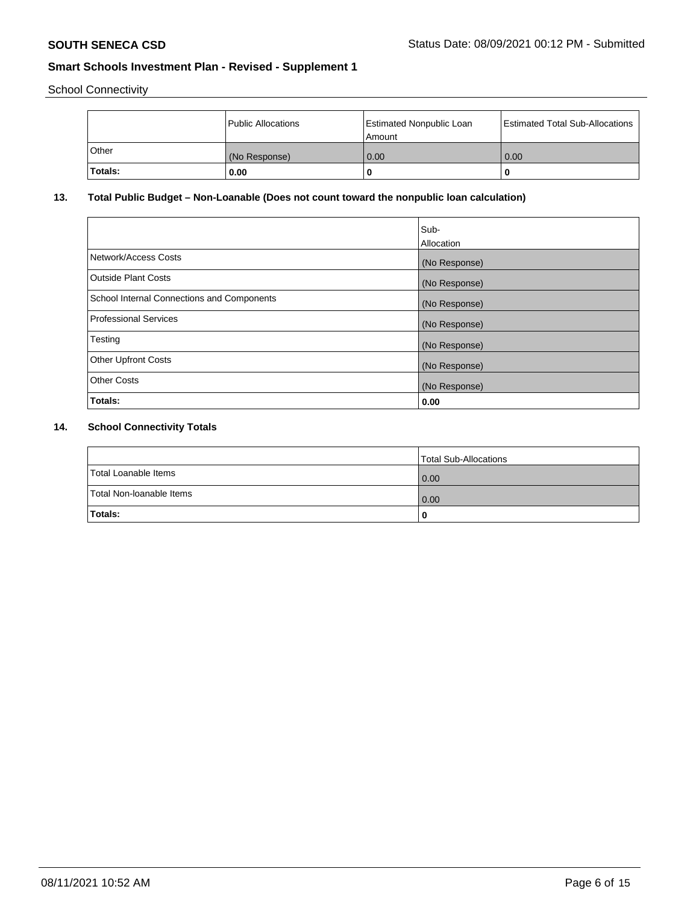School Connectivity

|  | Public Allocations | Estimated Nonpublic Loan Amount | Estimated Total Sub-Allocations |
| --- | --- | --- | --- |
| Other | (No Response) | 0.00 | 0.00 |
| **Totals:** | **0.00** | **0** | **0** |

## 13. Total Public Budget – Non-Loanable (Does not count toward the nonpublic loan calculation)

|  | Sub-Allocation |
| --- | --- |
| Network/Access Costs | (No Response) |
| Outside Plant Costs | (No Response) |
| School Internal Connections and Components | (No Response) |
| Professional Services | (No Response) |
| Testing | (No Response) |
| Other Upfront Costs | (No Response) |
| Other Costs | (No Response) |
| **Totals:** | **0.00** |

## 14. School Connectivity Totals

|  | Total Sub-Allocations |
| --- | --- |
| Total Loanable Items | 0.00 |
| Total Non-loanable Items | 0.00 |
| **Totals:** | **0** |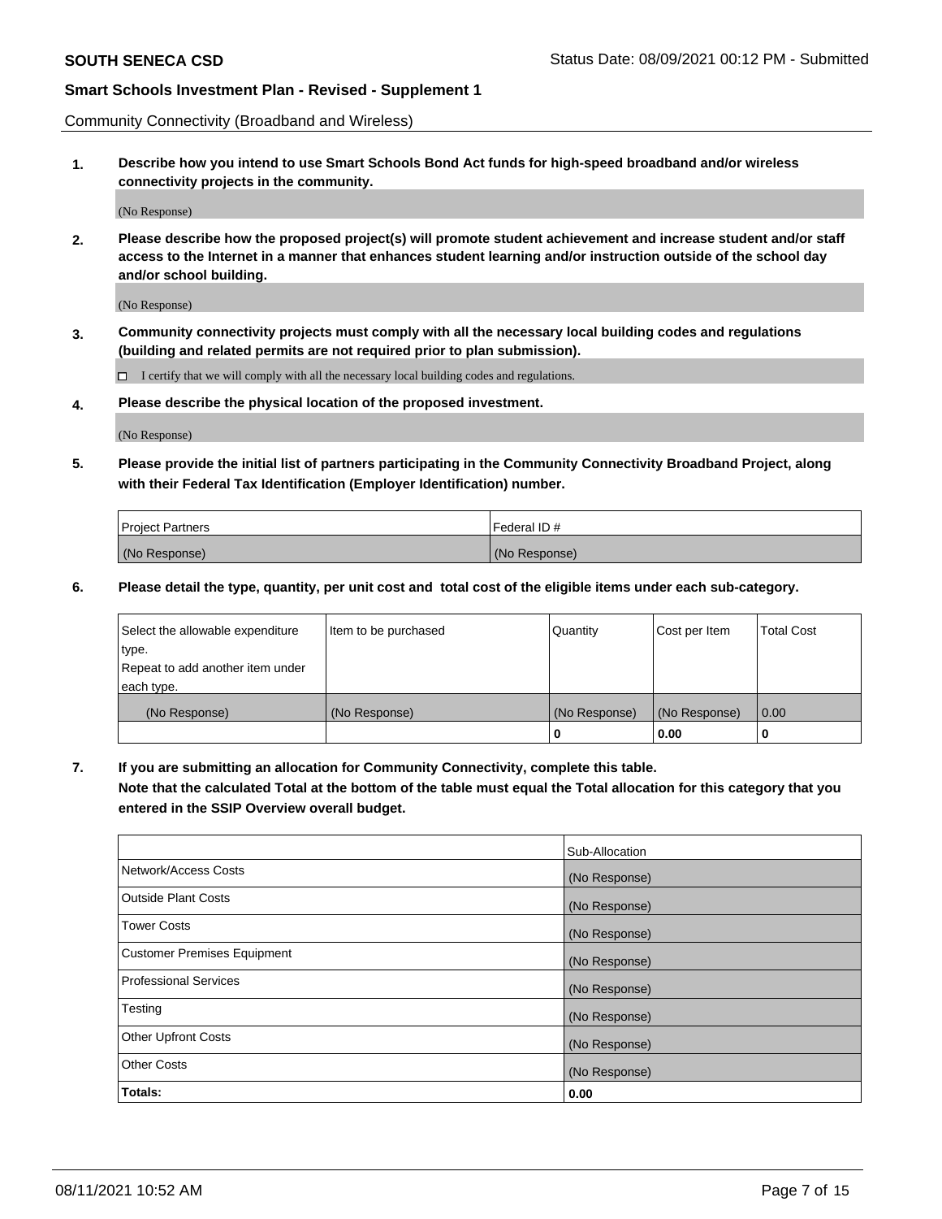Community Connectivity (Broadband and Wireless)

**1. Describe how you intend to use Smart Schools Bond Act funds for high-speed broadband and/or wireless connectivity projects in the community.**

(No Response)

**2. Please describe how the proposed project(s) will promote student achievement and increase student and/or staff access to the Internet in a manner that enhances student learning and/or instruction outside of the school day and/or school building.**

(No Response)

**3. Community connectivity projects must comply with all the necessary local building codes and regulations (building and related permits are not required prior to plan submission).**

☐ I certify that we will comply with all the necessary local building codes and regulations.

**4. Please describe the physical location of the proposed investment.**

(No Response)

**5. Please provide the initial list of partners participating in the Community Connectivity Broadband Project, along with their Federal Tax Identification (Employer Identification) number.**

| Project Partners | Federal ID # |
|---|---|
| (No Response) | (No Response) |

**6. Please detail the type, quantity, per unit cost and total cost of the eligible items under each sub-category.**

| Select the allowable expenditure type. Repeat to add another item under each type. | Item to be purchased | Quantity | Cost per Item | Total Cost |
|---|---|---|---|---|
| (No Response) | (No Response) | (No Response) | (No Response) | 0.00 |
| | | **0** | **0.00** | **0** |

**7. If you are submitting an allocation for Community Connectivity, complete this table. Note that the calculated Total at the bottom of the table must equal the Total allocation for this category that you entered in the SSIP Overview overall budget.**

| | Sub-Allocation |
|---|---|
| Network/Access Costs | (No Response) |
| Outside Plant Costs | (No Response) |
| Tower Costs | (No Response) |
| Customer Premises Equipment | (No Response) |
| Professional Services | (No Response) |
| Testing | (No Response) |
| Other Upfront Costs | (No Response) |
| Other Costs | (No Response) |
| **Totals:** | **0.00** |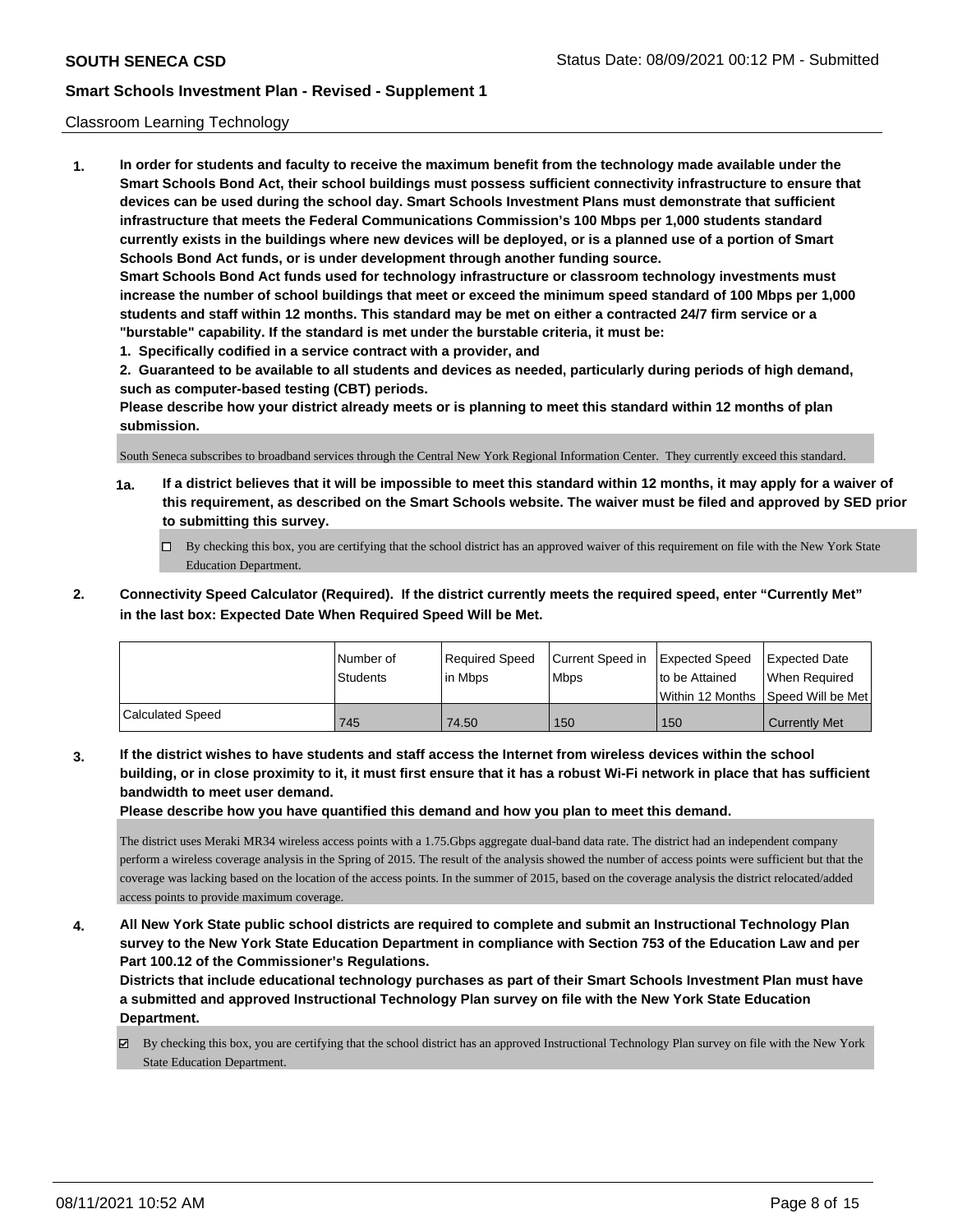Classroom Learning Technology

**1. In order for students and faculty to receive the maximum benefit from the technology made available under the Smart Schools Bond Act, their school buildings must possess sufficient connectivity infrastructure to ensure that devices can be used during the school day. Smart Schools Investment Plans must demonstrate that sufficient infrastructure that meets the Federal Communications Commission's 100 Mbps per 1,000 students standard currently exists in the buildings where new devices will be deployed, or is a planned use of a portion of Smart Schools Bond Act funds, or is under development through another funding source.**

**Smart Schools Bond Act funds used for technology infrastructure or classroom technology investments must increase the number of school buildings that meet or exceed the minimum speed standard of 100 Mbps per 1,000 students and staff within 12 months. This standard may be met on either a contracted 24/7 firm service or a "burstable" capability. If the standard is met under the burstable criteria, it must be:**

**1. Specifically codified in a service contract with a provider, and**

**2. Guaranteed to be available to all students and devices as needed, particularly during periods of high demand, such as computer-based testing (CBT) periods.**

**Please describe how your district already meets or is planning to meet this standard within 12 months of plan submission.**

South Seneca subscribes to broadband services through the Central New York Regional Information Center. They currently exceed this standard.

**1a. If a district believes that it will be impossible to meet this standard within 12 months, it may apply for a waiver of this requirement, as described on the Smart Schools website. The waiver must be filed and approved by SED prior to submitting this survey.**

☐ By checking this box, you are certifying that the school district has an approved waiver of this requirement on file with the New York State Education Department.

**2. Connectivity Speed Calculator (Required). If the district currently meets the required speed, enter "Currently Met" in the last box: Expected Date When Required Speed Will be Met.**

| | Number of Students | Required Speed in Mbps | Current Speed in Mbps | Expected Speed to be Attained Within 12 Months | Expected Date When Required Speed Will be Met |
|---|---|---|---|---|---|
| Calculated Speed | 745 | 74.50 | 150 | 150 | Currently Met |

**3. If the district wishes to have students and staff access the Internet from wireless devices within the school building, or in close proximity to it, it must first ensure that it has a robust Wi-Fi network in place that has sufficient bandwidth to meet user demand.**

**Please describe how you have quantified this demand and how you plan to meet this demand.**

The district uses Meraki MR34 wireless access points with a 1.75.Gbps aggregate dual-band data rate. The district had an independent company perform a wireless coverage analysis in the Spring of 2015. The result of the analysis showed the number of access points were sufficient but that the coverage was lacking based on the location of the access points. In the summer of 2015, based on the coverage analysis the district relocated/added access points to provide maximum coverage.

**4. All New York State public school districts are required to complete and submit an Instructional Technology Plan survey to the New York State Education Department in compliance with Section 753 of the Education Law and per Part 100.12 of the Commissioner's Regulations.**

**Districts that include educational technology purchases as part of their Smart Schools Investment Plan must have a submitted and approved Instructional Technology Plan survey on file with the New York State Education Department.**

☑ By checking this box, you are certifying that the school district has an approved Instructional Technology Plan survey on file with the New York State Education Department.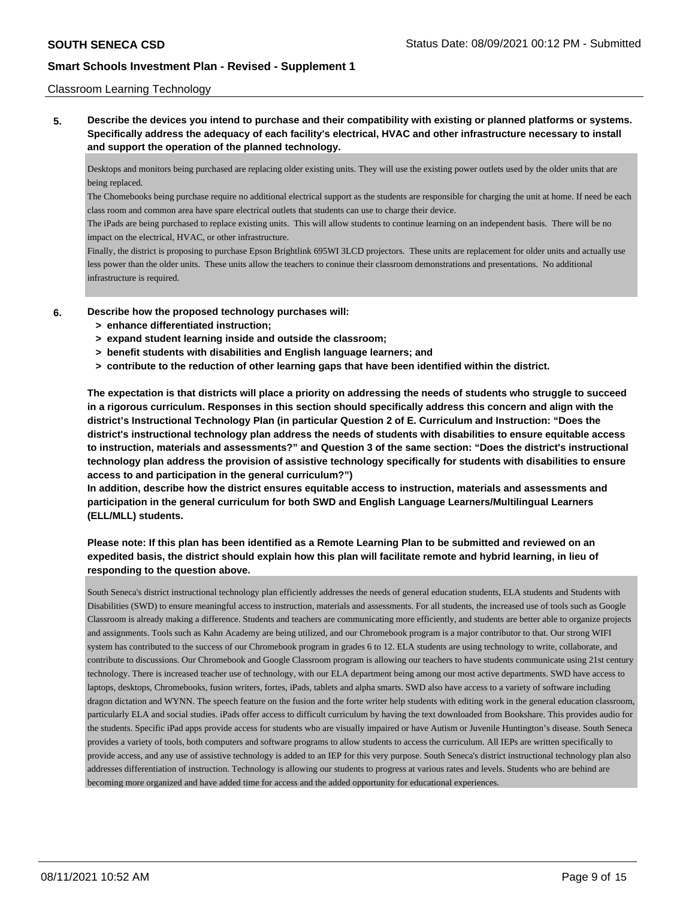Classroom Learning Technology

**5. Describe the devices you intend to purchase and their compatibility with existing or planned platforms or systems. Specifically address the adequacy of each facility's electrical, HVAC and other infrastructure necessary to install and support the operation of the planned technology.**

Desktops and monitors being purchased are replacing older existing units. They will use the existing power outlets used by the older units that are being replaced.
The Chomebooks being purchase require no additional electrical support as the students are responsible for charging the unit at home. If need be each class room and common area have spare electrical outlets that students can use to charge their device.
The iPads are being purchased to replace existing units. This will allow students to continue learning on an independent basis. There will be no impact on the electrical, HVAC, or other infrastructure.
Finally, the district is proposing to purchase Epson Brightlink 695WI 3LCD projectors. These units are replacement for older units and actually use less power than the older units. These units allow the teachers to coninue their classroom demonstrations and presentations. No additional infrastructure is required.

**6. Describe how the proposed technology purchases will:**
- **> enhance differentiated instruction;**
- **> expand student learning inside and outside the classroom;**
- **> benefit students with disabilities and English language learners; and**
- **> contribute to the reduction of other learning gaps that have been identified within the district.**

**The expectation is that districts will place a priority on addressing the needs of students who struggle to succeed in a rigorous curriculum. Responses in this section should specifically address this concern and align with the district's Instructional Technology Plan (in particular Question 2 of E. Curriculum and Instruction: "Does the district's instructional technology plan address the needs of students with disabilities to ensure equitable access to instruction, materials and assessments?" and Question 3 of the same section: "Does the district's instructional technology plan address the provision of assistive technology specifically for students with disabilities to ensure access to and participation in the general curriculum?")**
**In addition, describe how the district ensures equitable access to instruction, materials and assessments and participation in the general curriculum for both SWD and English Language Learners/Multilingual Learners (ELL/MLL) students.**

**Please note: If this plan has been identified as a Remote Learning Plan to be submitted and reviewed on an expedited basis, the district should explain how this plan will facilitate remote and hybrid learning, in lieu of responding to the question above.**

South Seneca's district instructional technology plan efficiently addresses the needs of general education students, ELA students and Students with Disabilities (SWD) to ensure meaningful access to instruction, materials and assessments. For all students, the increased use of tools such as Google Classroom is already making a difference. Students and teachers are communicating more efficiently, and students are better able to organize projects and assignments. Tools such as Kahn Academy are being utilized, and our Chromebook program is a major contributor to that. Our strong WIFI system has contributed to the success of our Chromebook program in grades 6 to 12. ELA students are using technology to write, collaborate, and contribute to discussions. Our Chromebook and Google Classroom program is allowing our teachers to have students communicate using 21st century technology. There is increased teacher use of technology, with our ELA department being among our most active departments. SWD have access to laptops, desktops, Chromebooks, fusion writers, fortes, iPads, tablets and alpha smarts. SWD also have access to a variety of software including dragon dictation and WYNN. The speech feature on the fusion and the forte writer help students with editing work in the general education classroom, particularly ELA and social studies. iPads offer access to difficult curriculum by having the text downloaded from Bookshare. This provides audio for the students. Specific iPad apps provide access for students who are visually impaired or have Autism or Juvenile Huntington's disease. South Seneca provides a variety of tools, both computers and software programs to allow students to access the curriculum. All IEPs are written specifically to provide access, and any use of assistive technology is added to an IEP for this very purpose. South Seneca's district instructional technology plan also addresses differentiation of instruction. Technology is allowing our students to progress at various rates and levels. Students who are behind are becoming more organized and have added time for access and the added opportunity for educational experiences.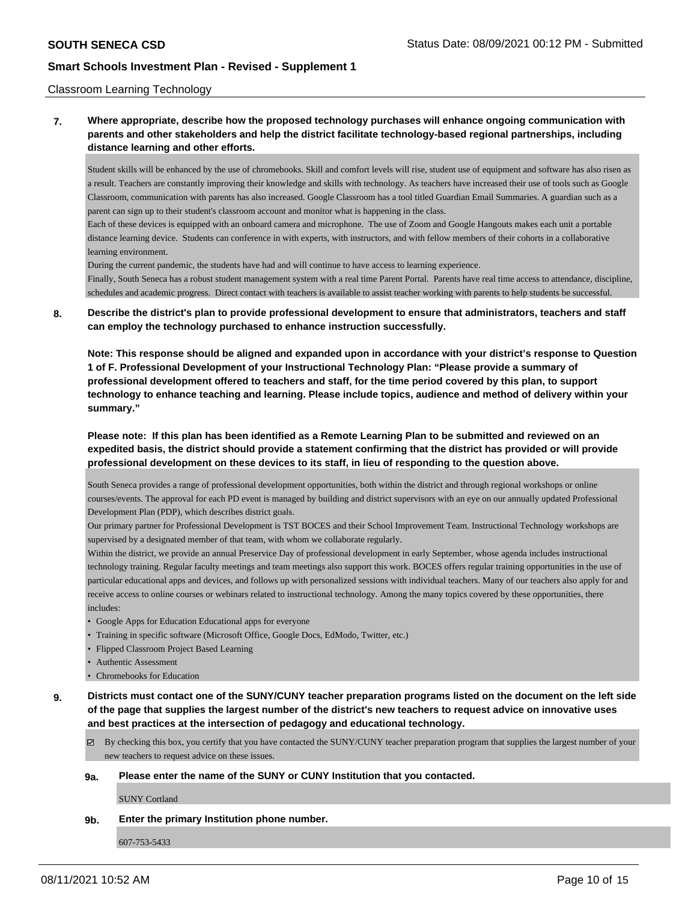Classroom Learning Technology

**7. Where appropriate, describe how the proposed technology purchases will enhance ongoing communication with parents and other stakeholders and help the district facilitate technology-based regional partnerships, including distance learning and other efforts.**

Student skills will be enhanced by the use of chromebooks. Skill and comfort levels will rise, student use of equipment and software has also risen as a result. Teachers are constantly improving their knowledge and skills with technology. As teachers have increased their use of tools such as Google Classroom, communication with parents has also increased. Google Classroom has a tool titled Guardian Email Summaries. A guardian such as a parent can sign up to their student's classroom account and monitor what is happening in the class.

Each of these devices is equipped with an onboard camera and microphone. The use of Zoom and Google Hangouts makes each unit a portable distance learning device. Students can conference in with experts, with instructors, and with fellow members of their cohorts in a collaborative learning environment.

During the current pandemic, the students have had and will continue to have access to learning experience.

Finally, South Seneca has a robust student management system with a real time Parent Portal. Parents have real time access to attendance, discipline, schedules and academic progress. Direct contact with teachers is available to assist teacher working with parents to help students be successful.

**8. Describe the district's plan to provide professional development to ensure that administrators, teachers and staff can employ the technology purchased to enhance instruction successfully.**

**Note: This response should be aligned and expanded upon in accordance with your district's response to Question 1 of F. Professional Development of your Instructional Technology Plan: "Please provide a summary of professional development offered to teachers and staff, for the time period covered by this plan, to support technology to enhance teaching and learning. Please include topics, audience and method of delivery within your summary."**

**Please note: If this plan has been identified as a Remote Learning Plan to be submitted and reviewed on an expedited basis, the district should provide a statement confirming that the district has provided or will provide professional development on these devices to its staff, in lieu of responding to the question above.**

South Seneca provides a range of professional development opportunities, both within the district and through regional workshops or online courses/events. The approval for each PD event is managed by building and district supervisors with an eye on our annually updated Professional Development Plan (PDP), which describes district goals.

Our primary partner for Professional Development is TST BOCES and their School Improvement Team. Instructional Technology workshops are supervised by a designated member of that team, with whom we collaborate regularly.

Within the district, we provide an annual Preservice Day of professional development in early September, whose agenda includes instructional technology training. Regular faculty meetings and team meetings also support this work. BOCES offers regular training opportunities in the use of particular educational apps and devices, and follows up with personalized sessions with individual teachers. Many of our teachers also apply for and receive access to online courses or webinars related to instructional technology. Among the many topics covered by these opportunities, there includes:

- Google Apps for Education Educational apps for everyone
- Training in specific software (Microsoft Office, Google Docs, EdModo, Twitter, etc.)
- Flipped Classroom Project Based Learning
- Authentic Assessment
- Chromebooks for Education

**9. Districts must contact one of the SUNY/CUNY teacher preparation programs listed on the document on the left side of the page that supplies the largest number of the district's new teachers to request advice on innovative uses and best practices at the intersection of pedagogy and educational technology.**

☑ By checking this box, you certify that you have contacted the SUNY/CUNY teacher preparation program that supplies the largest number of your new teachers to request advice on these issues.

**9a. Please enter the name of the SUNY or CUNY Institution that you contacted.**

SUNY Cortland

**9b. Enter the primary Institution phone number.**

607-753-5433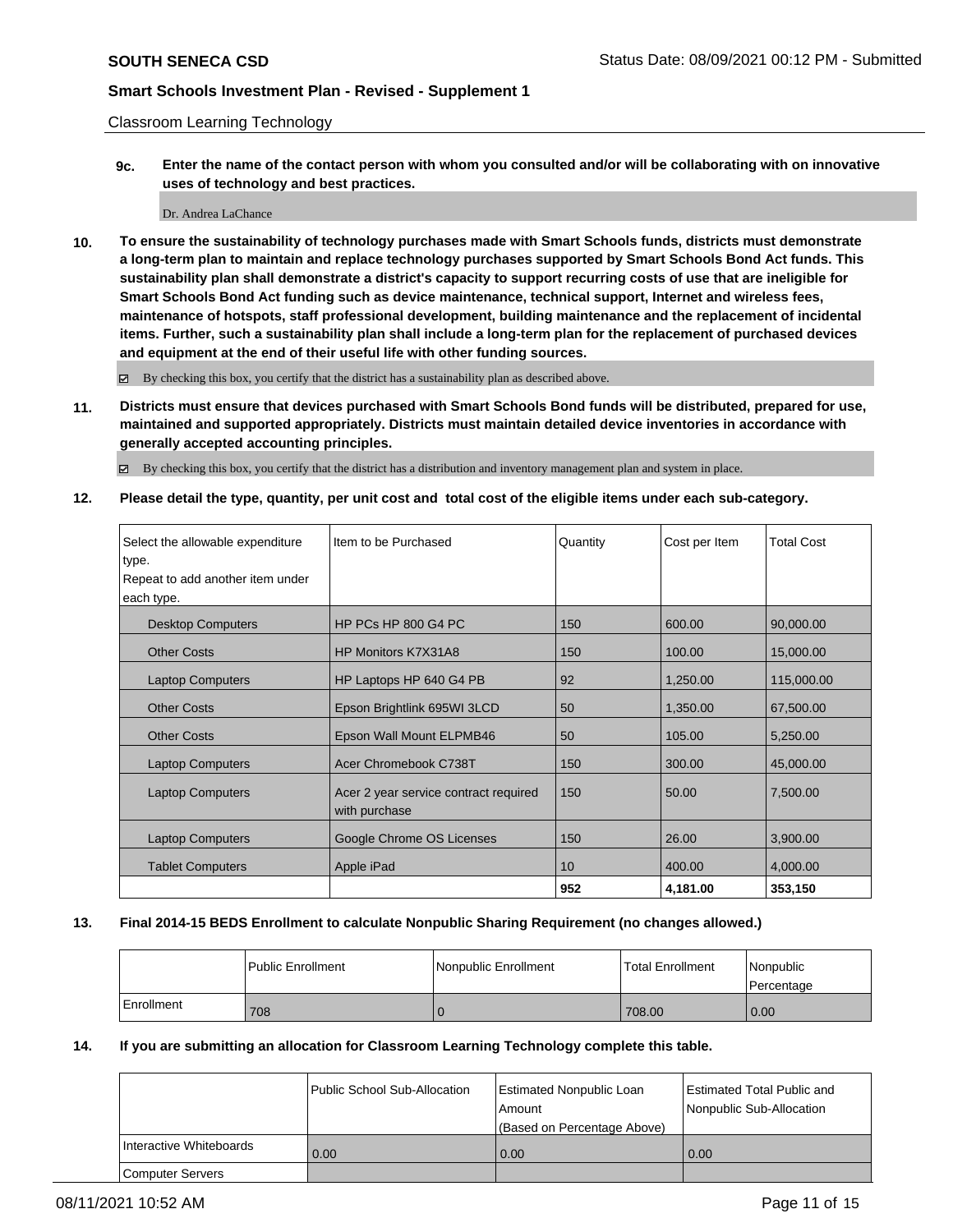Classroom Learning Technology

**9c. Enter the name of the contact person with whom you consulted and/or will be collaborating with on innovative uses of technology and best practices.**

Dr. Andrea LaChance

**10. To ensure the sustainability of technology purchases made with Smart Schools funds, districts must demonstrate a long-term plan to maintain and replace technology purchases supported by Smart Schools Bond Act funds. This sustainability plan shall demonstrate a district's capacity to support recurring costs of use that are ineligible for Smart Schools Bond Act funding such as device maintenance, technical support, Internet and wireless fees, maintenance of hotspots, staff professional development, building maintenance and the replacement of incidental items. Further, such a sustainability plan shall include a long-term plan for the replacement of purchased devices and equipment at the end of their useful life with other funding sources.**

☑ By checking this box, you certify that the district has a sustainability plan as described above.

**11. Districts must ensure that devices purchased with Smart Schools Bond funds will be distributed, prepared for use, maintained and supported appropriately. Districts must maintain detailed device inventories in accordance with generally accepted accounting principles.**

☑ By checking this box, you certify that the district has a distribution and inventory management plan and system in place.

**12. Please detail the type, quantity, per unit cost and total cost of the eligible items under each sub-category.**

| Select the allowable expenditure type. Repeat to add another item under each type. | Item to be Purchased | Quantity | Cost per Item | Total Cost |
|---|---|---|---|---|
| Desktop Computers | HP PCs HP 800 G4 PC | 150 | 600.00 | 90,000.00 |
| Other Costs | HP Monitors K7X31A8 | 150 | 100.00 | 15,000.00 |
| Laptop Computers | HP Laptops HP 640 G4 PB | 92 | 1,250.00 | 115,000.00 |
| Other Costs | Epson Brightlink 695WI 3LCD | 50 | 1,350.00 | 67,500.00 |
| Other Costs | Epson Wall Mount ELPMB46 | 50 | 105.00 | 5,250.00 |
| Laptop Computers | Acer Chromebook C738T | 150 | 300.00 | 45,000.00 |
| Laptop Computers | Acer 2 year service contract required with purchase | 150 | 50.00 | 7,500.00 |
| Laptop Computers | Google Chrome OS Licenses | 150 | 26.00 | 3,900.00 |
| Tablet Computers | Apple iPad | 10 | 400.00 | 4,000.00 |
| | | **952** | **4,181.00** | **353,150** |

**13. Final 2014-15 BEDS Enrollment to calculate Nonpublic Sharing Requirement (no changes allowed.)**

| | Public Enrollment | Nonpublic Enrollment | Total Enrollment | Nonpublic Percentage |
|---|---|---|---|---|
| Enrollment | 708 | 0 | 708.00 | 0.00 |

**14. If you are submitting an allocation for Classroom Learning Technology complete this table.**

| | Public School Sub-Allocation | Estimated Nonpublic Loan Amount (Based on Percentage Above) | Estimated Total Public and Nonpublic Sub-Allocation |
|---|---|---|---|
| Interactive Whiteboards | 0.00 | 0.00 | 0.00 |
| Computer Servers | | | |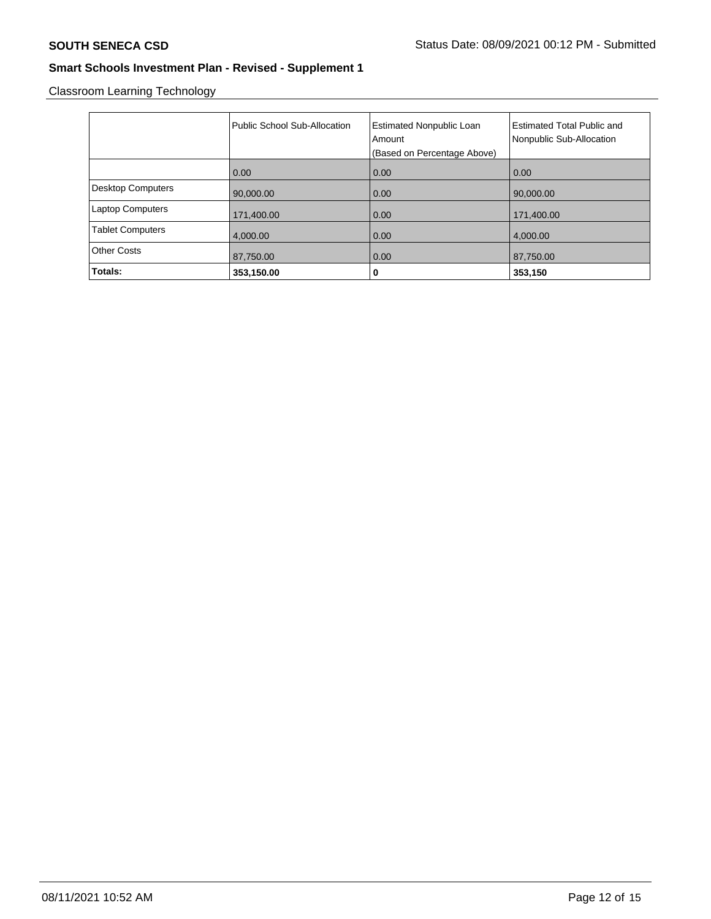Classroom Learning Technology

| | Public School Sub-Allocation | Estimated Nonpublic Loan Amount (Based on Percentage Above) | Estimated Total Public and Nonpublic Sub-Allocation |
|---|---|---|---|
| | 0.00 | 0.00 | 0.00 |
| Desktop Computers | 90,000.00 | 0.00 | 90,000.00 |
| Laptop Computers | 171,400.00 | 0.00 | 171,400.00 |
| Tablet Computers | 4,000.00 | 0.00 | 4,000.00 |
| Other Costs | 87,750.00 | 0.00 | 87,750.00 |
| **Totals:** | **353,150.00** | **0** | **353,150** |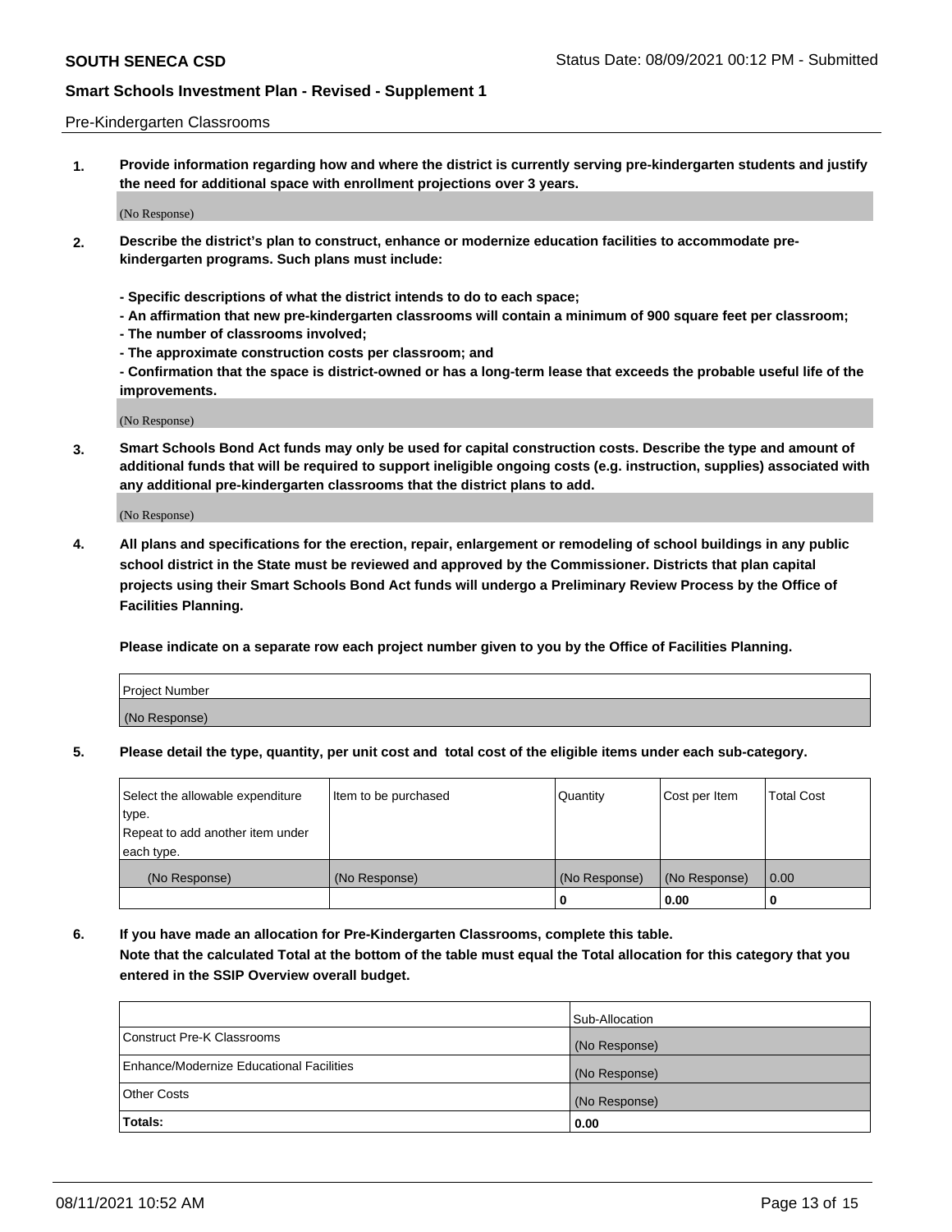Pre-Kindergarten Classrooms

**1. Provide information regarding how and where the district is currently serving pre-kindergarten students and justify the need for additional space with enrollment projections over 3 years.**

(No Response)

**2. Describe the district's plan to construct, enhance or modernize education facilities to accommodate pre-kindergarten programs. Such plans must include:**

**- Specific descriptions of what the district intends to do to each space;**
**- An affirmation that new pre-kindergarten classrooms will contain a minimum of 900 square feet per classroom;**
**- The number of classrooms involved;**
**- The approximate construction costs per classroom; and**
**- Confirmation that the space is district-owned or has a long-term lease that exceeds the probable useful life of the improvements.**

(No Response)

**3. Smart Schools Bond Act funds may only be used for capital construction costs. Describe the type and amount of additional funds that will be required to support ineligible ongoing costs (e.g. instruction, supplies) associated with any additional pre-kindergarten classrooms that the district plans to add.**

(No Response)

**4. All plans and specifications for the erection, repair, enlargement or remodeling of school buildings in any public school district in the State must be reviewed and approved by the Commissioner. Districts that plan capital projects using their Smart Schools Bond Act funds will undergo a Preliminary Review Process by the Office of Facilities Planning.**

**Please indicate on a separate row each project number given to you by the Office of Facilities Planning.**

| Project Number |
| --- |
| (No Response) |

**5. Please detail the type, quantity, per unit cost and total cost of the eligible items under each sub-category.**

| Select the allowable expenditure type. Repeat to add another item under each type. | Item to be purchased | Quantity | Cost per Item | Total Cost |
| --- | --- | --- | --- | --- |
| (No Response) | (No Response) | (No Response) | (No Response) | 0.00 |
| | | 0 | 0.00 | 0 |

**6. If you have made an allocation for Pre-Kindergarten Classrooms, complete this table.**
**Note that the calculated Total at the bottom of the table must equal the Total allocation for this category that you entered in the SSIP Overview overall budget.**

| | Sub-Allocation |
| --- | --- |
| Construct Pre-K Classrooms | (No Response) |
| Enhance/Modernize Educational Facilities | (No Response) |
| Other Costs | (No Response) |
| **Totals:** | **0.00** |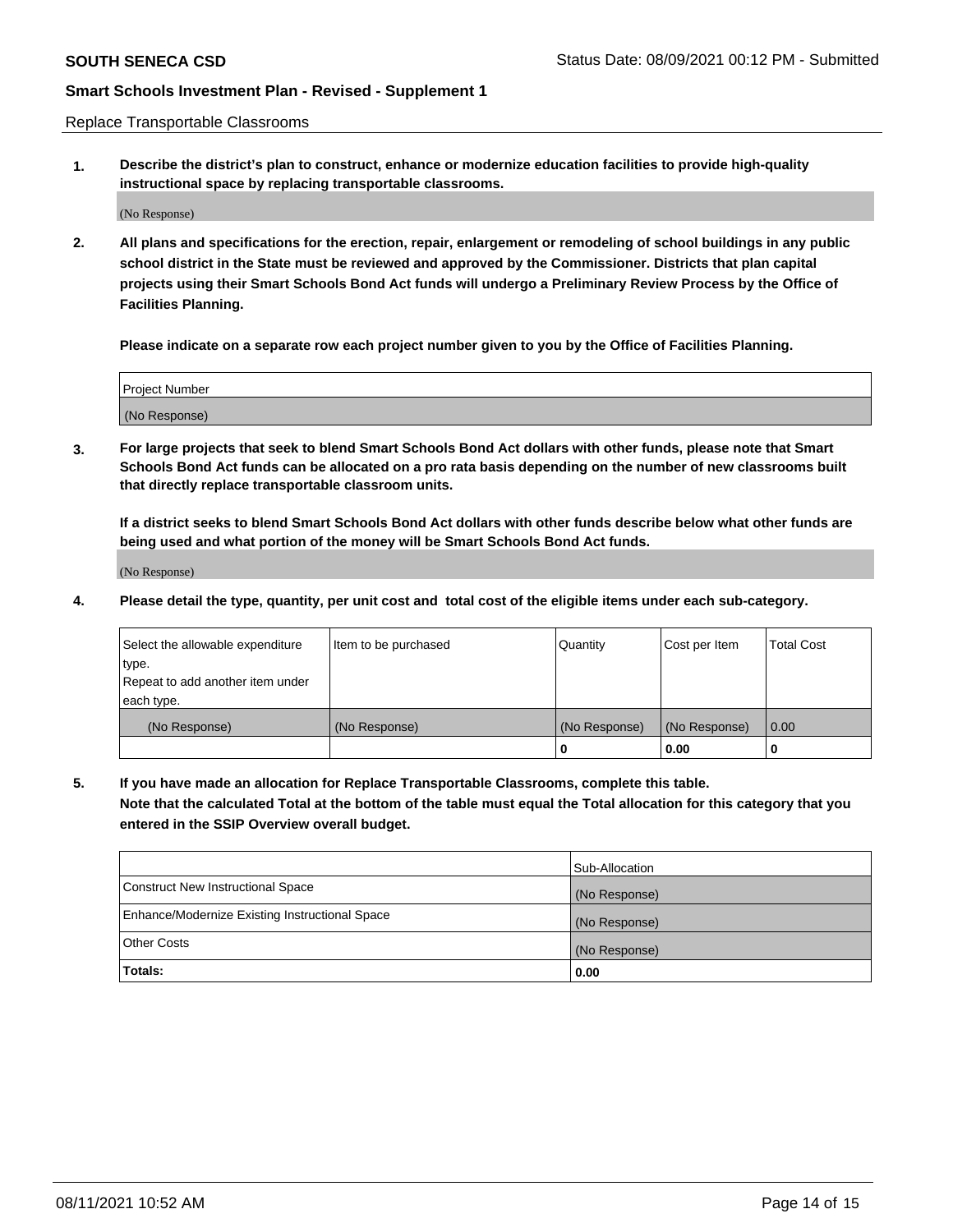## Replace Transportable Classrooms

**1. Describe the district's plan to construct, enhance or modernize education facilities to provide high-quality instructional space by replacing transportable classrooms.**

(No Response)

**2. All plans and specifications for the erection, repair, enlargement or remodeling of school buildings in any public school district in the State must be reviewed and approved by the Commissioner. Districts that plan capital projects using their Smart Schools Bond Act funds will undergo a Preliminary Review Process by the Office of Facilities Planning.**

**Please indicate on a separate row each project number given to you by the Office of Facilities Planning.**

| Project Number |
| --- |
| (No Response) |

**3. For large projects that seek to blend Smart Schools Bond Act dollars with other funds, please note that Smart Schools Bond Act funds can be allocated on a pro rata basis depending on the number of new classrooms built that directly replace transportable classroom units.**

**If a district seeks to blend Smart Schools Bond Act dollars with other funds describe below what other funds are being used and what portion of the money will be Smart Schools Bond Act funds.**

(No Response)

**4. Please detail the type, quantity, per unit cost and total cost of the eligible items under each sub-category.**

| Select the allowable expenditure type. Repeat to add another item under each type. | Item to be purchased | Quantity | Cost per Item | Total Cost |
| --- | --- | --- | --- | --- |
| (No Response) | (No Response) | (No Response) | (No Response) | 0.00 |
| | | 0 | 0.00 | 0 |

**5. If you have made an allocation for Replace Transportable Classrooms, complete this table. Note that the calculated Total at the bottom of the table must equal the Total allocation for this category that you entered in the SSIP Overview overall budget.**

| | Sub-Allocation |
| --- | --- |
| Construct New Instructional Space | (No Response) |
| Enhance/Modernize Existing Instructional Space | (No Response) |
| Other Costs | (No Response) |
| **Totals:** | **0.00** |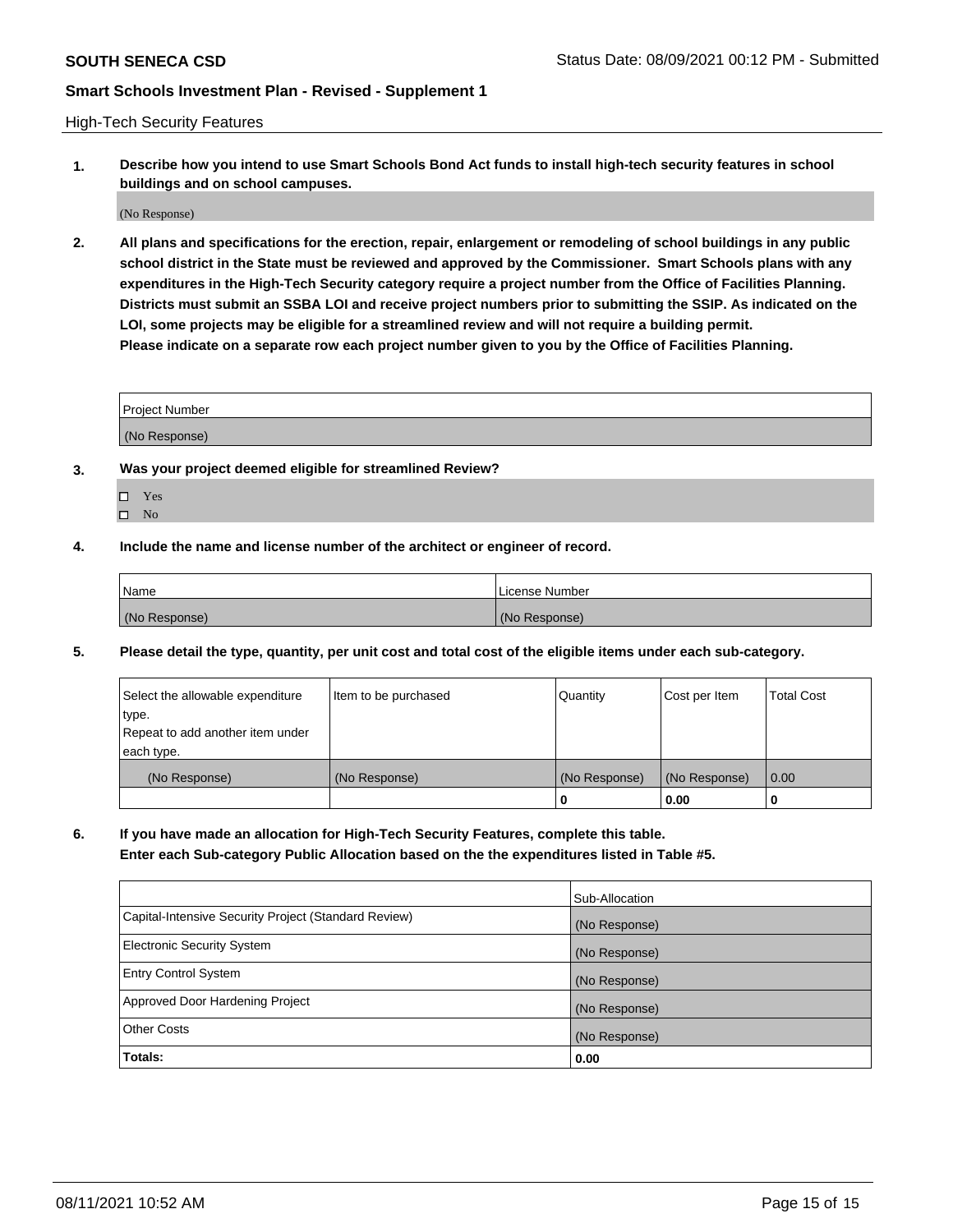High-Tech Security Features

**1. Describe how you intend to use Smart Schools Bond Act funds to install high-tech security features in school buildings and on school campuses.**

(No Response)

**2. All plans and specifications for the erection, repair, enlargement or remodeling of school buildings in any public school district in the State must be reviewed and approved by the Commissioner. Smart Schools plans with any expenditures in the High-Tech Security category require a project number from the Office of Facilities Planning. Districts must submit an SSBA LOI and receive project numbers prior to submitting the SSIP. As indicated on the LOI, some projects may be eligible for a streamlined review and will not require a building permit. Please indicate on a separate row each project number given to you by the Office of Facilities Planning.**

| Project Number |
|---|
| (No Response) |

**3. Was your project deemed eligible for streamlined Review?**

- ☐ Yes
- ☐ No

**4. Include the name and license number of the architect or engineer of record.**

| Name | License Number |
|---|---|
| (No Response) | (No Response) |

**5. Please detail the type, quantity, per unit cost and total cost of the eligible items under each sub-category.**

| Select the allowable expenditure type. Repeat to add another item under each type. | Item to be purchased | Quantity | Cost per Item | Total Cost |
|---|---|---|---|---|
| (No Response) | (No Response) | (No Response) | (No Response) | 0.00 |
| | | 0 | 0.00 | 0 |

**6. If you have made an allocation for High-Tech Security Features, complete this table. Enter each Sub-category Public Allocation based on the the expenditures listed in Table #5.**

| | Sub-Allocation |
|---|---|
| Capital-Intensive Security Project (Standard Review) | (No Response) |
| Electronic Security System | (No Response) |
| Entry Control System | (No Response) |
| Approved Door Hardening Project | (No Response) |
| Other Costs | (No Response) |
| **Totals:** | **0.00** |